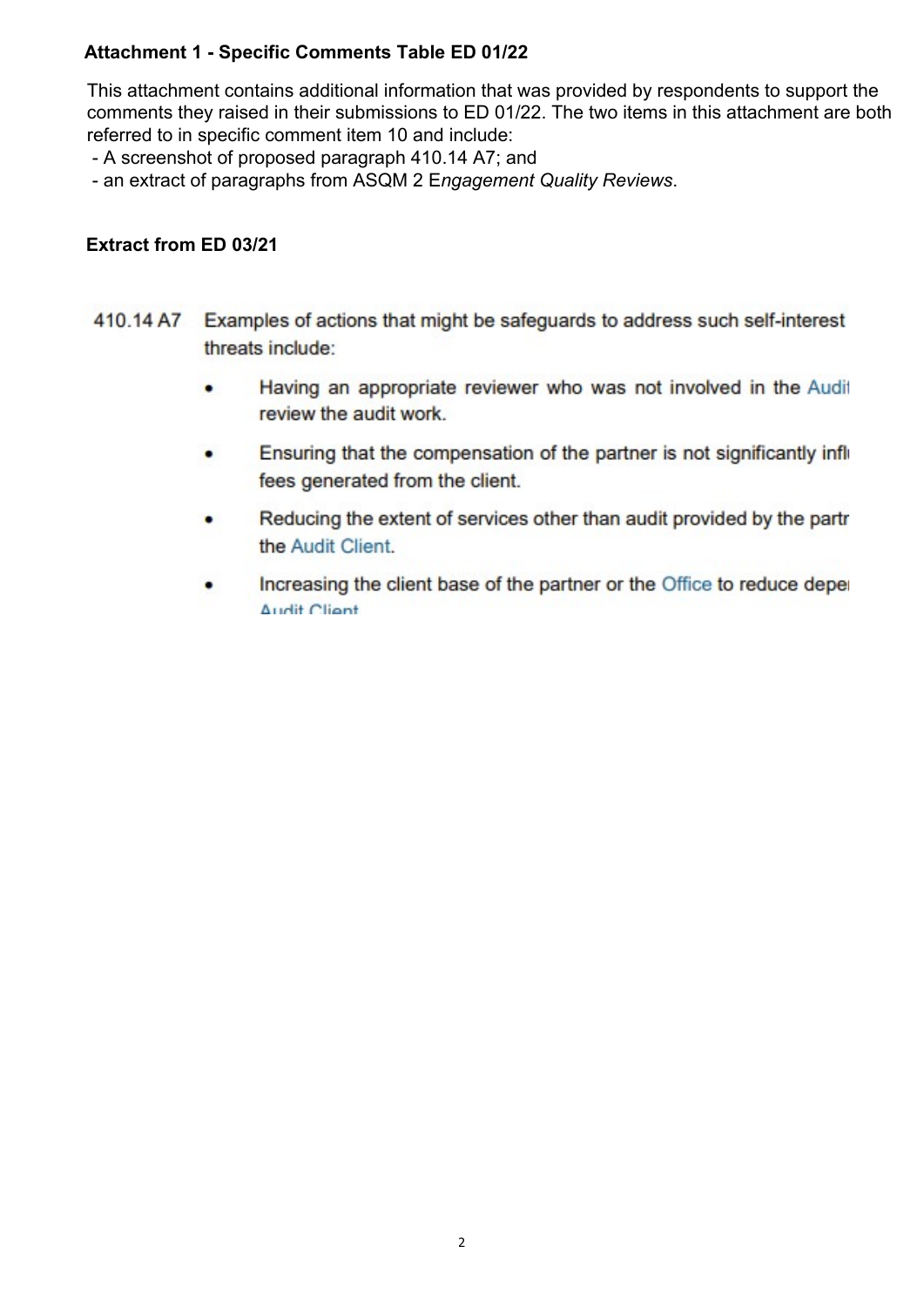**Attachment 1 - Specific Comments Table ED 01/22**

This attachment contains additional information that was provided by respondents to support the comments they raised in their submissions to ED 01/22. The two items in this attachment are both referred to in specific comment item 10 and include:

- A screenshot of proposed paragraph 410.14 A7; and
- an extract of paragraphs from ASQM 2 E*ngagement Quality Reviews*.

**Extract from ED 03/21**

410.14 A7 Examples of actions that might be safeguards to address such self-interest threats include:

- Having an appropriate reviewer who was not involved in the Audi review the audit work.
- Ensuring that the compensation of the partner is not significantly infl fees generated from the client.
- Reducing the extent of services other than audit provided by the partr the Audit Client.
- Increasing the client base of the partner or the Office to reduce depe Audit Client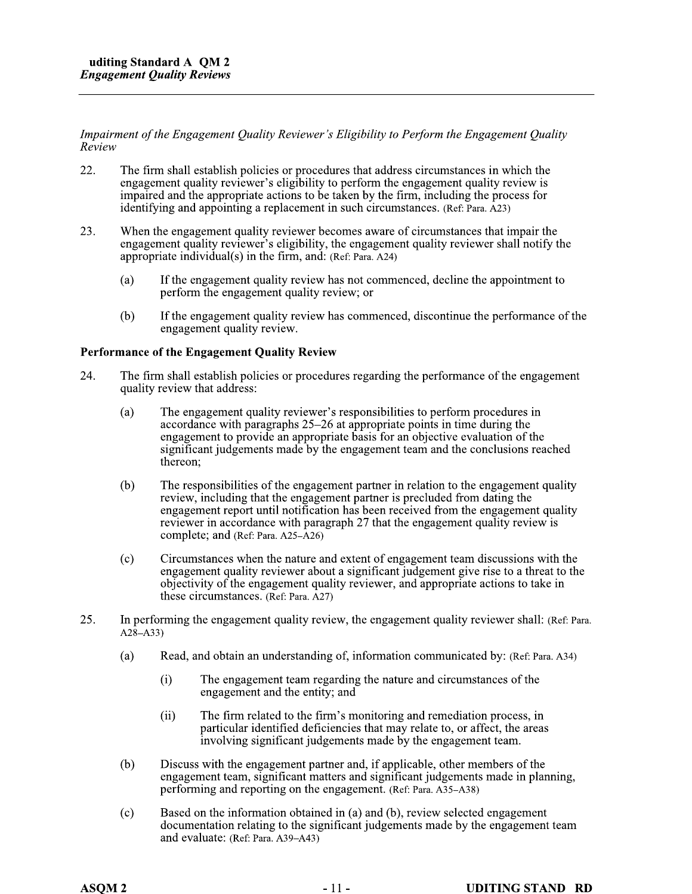*Impairment of the Engagement Quality Reviewer's Eligibility to Perform the Engagement Quality Review*

22. The firm shall establish policies or procedures that address circumstances in which the engagement quality reviewer's eligibility to perform the engagement quality review is impaired and the appropriate actions to be taken by the firm, including the process for identifying and appointing a replacement in such circumstances. (Ref: Para. A23)

23. When the engagement quality reviewer becomes aware of circumstances that impair the engagement quality reviewer's eligibility, the engagement quality reviewer shall notify the appropriate individual(s) in the firm, and: (Ref: Para. A24)

    (a) If the engagement quality review has not commenced, decline the appointment to perform the engagement quality review; or

    (b) If the engagement quality review has commenced, discontinue the performance of the engagement quality review.

**Performance of the Engagement Quality Review**

24. The firm shall establish policies or procedures regarding the performance of the engagement quality review that address:

    (a) The engagement quality reviewer's responsibilities to perform procedures in accordance with paragraphs 25–26 at appropriate points in time during the engagement to provide an appropriate basis for an objective evaluation of the significant judgements made by the engagement team and the conclusions reached thereon;

    (b) The responsibilities of the engagement partner in relation to the engagement quality review, including that the engagement partner is precluded from dating the engagement report until notification has been received from the engagement quality reviewer in accordance with paragraph 27 that the engagement quality review is complete; and (Ref: Para. A25–A26)

    (c) Circumstances when the nature and extent of engagement team discussions with the engagement quality reviewer about a significant judgement give rise to a threat to the objectivity of the engagement quality reviewer, and appropriate actions to take in these circumstances. (Ref: Para. A27)

25. In performing the engagement quality review, the engagement quality reviewer shall: (Ref: Para. A28–A33)

    (a) Read, and obtain an understanding of, information communicated by: (Ref: Para. A34)

        (i) The engagement team regarding the nature and circumstances of the engagement and the entity; and

        (ii) The firm related to the firm's monitoring and remediation process, in particular identified deficiencies that may relate to, or affect, the areas involving significant judgements made by the engagement team.

    (b) Discuss with the engagement partner and, if applicable, other members of the engagement team, significant matters and significant judgements made in planning, performing and reporting on the engagement. (Ref: Para. A35–A38)

    (c) Based on the information obtained in (a) and (b), review selected engagement documentation relating to the significant judgements made by the engagement team and evaluate: (Ref: Para. A39–A43)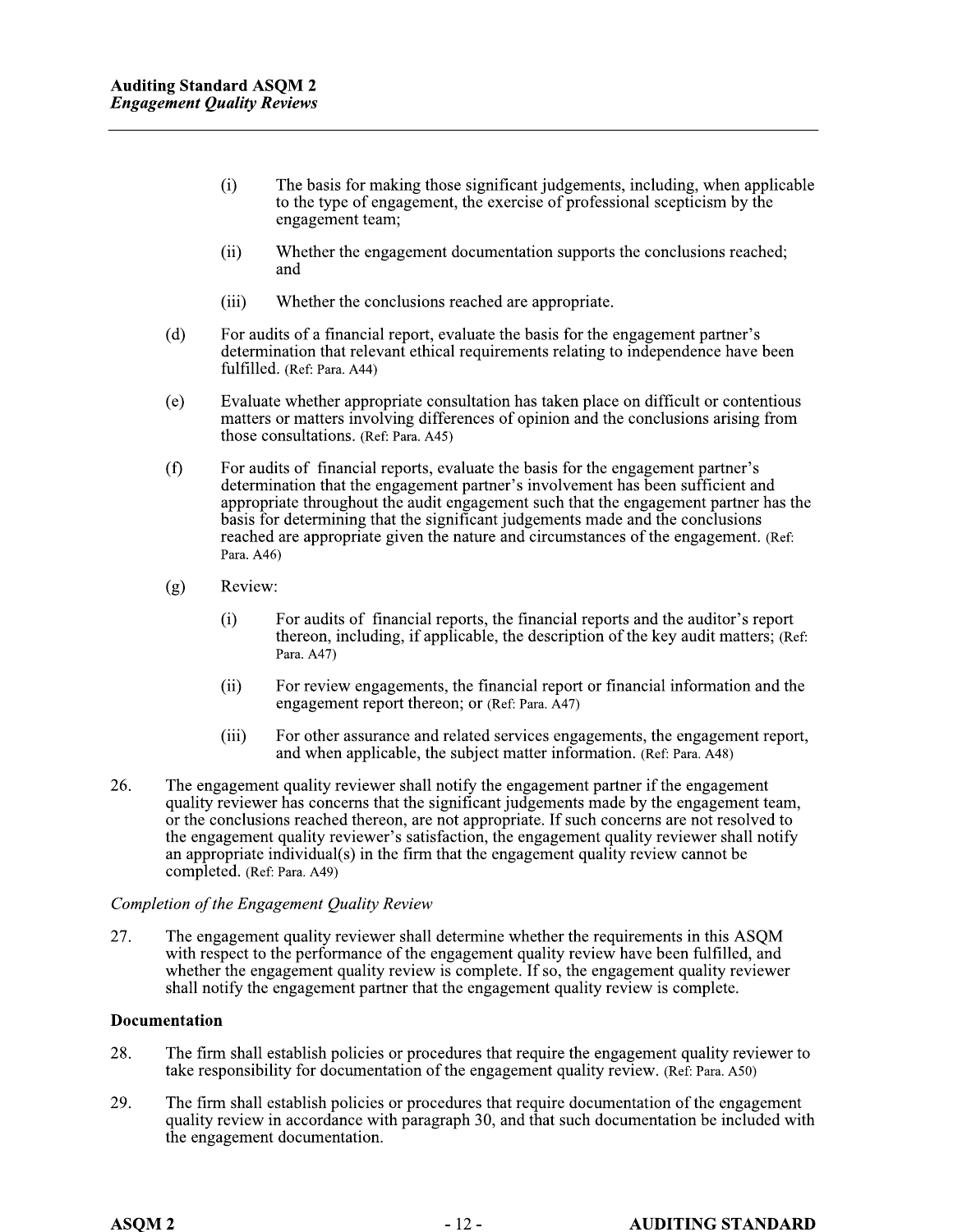(i) The basis for making those significant judgements, including, when applicable to the type of engagement, the exercise of professional scepticism by the engagement team;

(ii) Whether the engagement documentation supports the conclusions reached; and

(iii) Whether the conclusions reached are appropriate.

(d) For audits of a financial report, evaluate the basis for the engagement partner's determination that relevant ethical requirements relating to independence have been fulfilled. (Ref: Para. A44)

(e) Evaluate whether appropriate consultation has taken place on difficult or contentious matters or matters involving differences of opinion and the conclusions arising from those consultations. (Ref: Para. A45)

(f) For audits of financial reports, evaluate the basis for the engagement partner's determination that the engagement partner's involvement has been sufficient and appropriate throughout the audit engagement such that the engagement partner has the basis for determining that the significant judgements made and the conclusions reached are appropriate given the nature and circumstances of the engagement. (Ref: Para. A46)

(g) Review:

(i) For audits of financial reports, the financial reports and the auditor's report thereon, including, if applicable, the description of the key audit matters; (Ref: Para. A47)

(ii) For review engagements, the financial report or financial information and the engagement report thereon; or (Ref: Para. A47)

(iii) For other assurance and related services engagements, the engagement report, and when applicable, the subject matter information. (Ref: Para. A48)

26. The engagement quality reviewer shall notify the engagement partner if the engagement quality reviewer has concerns that the significant judgements made by the engagement team, or the conclusions reached thereon, are not appropriate. If such concerns are not resolved to the engagement quality reviewer's satisfaction, the engagement quality reviewer shall notify an appropriate individual(s) in the firm that the engagement quality review cannot be completed. (Ref: Para. A49)

*Completion of the Engagement Quality Review*

27. The engagement quality reviewer shall determine whether the requirements in this ASQM with respect to the performance of the engagement quality review have been fulfilled, and whether the engagement quality review is complete. If so, the engagement quality reviewer shall notify the engagement partner that the engagement quality review is complete.

**Documentation**

28. The firm shall establish policies or procedures that require the engagement quality reviewer to take responsibility for documentation of the engagement quality review. (Ref: Para. A50)

29. The firm shall establish policies or procedures that require documentation of the engagement quality review in accordance with paragraph 30, and that such documentation be included with the engagement documentation.